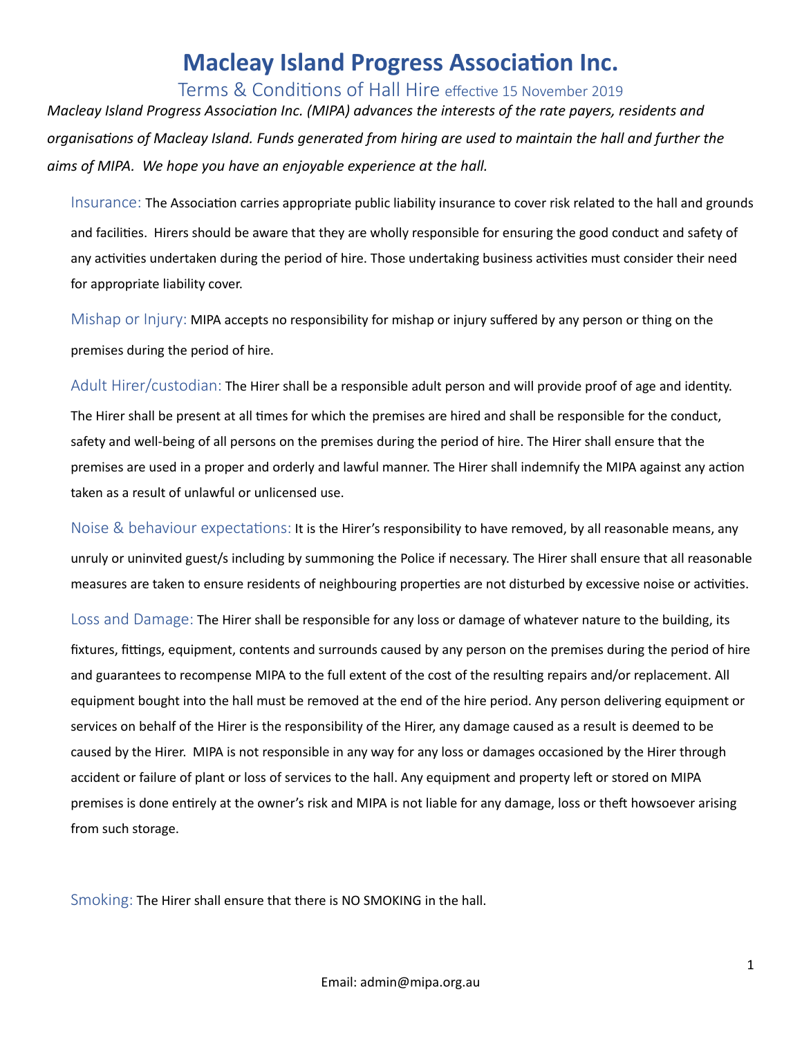# Macleay Island Progress Association Inc.

## Terms & Conditions of Hall Hire effective 15 November 2019

*Macleay Island Progress Association Inc. (MIPA) advances the interests of the rate payers, residents and organisations of Macleay Island. Funds generated from hiring are used to maintain the hall and further the aims of MIPA. We hope you have an enjoyable experience at the hall.*

**Insurance:** The Association carries appropriate public liability insurance to cover risk related to the hall and grounds and facilities. Hirers should be aware that they are wholly responsible for ensuring the good conduct and safety of any activities undertaken during the period of hire. Those undertaking business activities must consider their need for appropriate liability cover.

**Mishap or Injury:** MIPA accepts no responsibility for mishap or injury suffered by any person or thing on the premises during the period of hire.

**Adult Hirer/custodian:** The Hirer shall be a responsible adult person and will provide proof of age and identity. The Hirer shall be present at all times for which the premises are hired and shall be responsible for the conduct, safety and well-being of all persons on the premises during the period of hire. The Hirer shall ensure that the premises are used in a proper and orderly and lawful manner. The Hirer shall indemnify the MIPA against any action taken as a result of unlawful or unlicensed use.

**Noise & behaviour expectations:** It is the Hirer's responsibility to have removed, by all reasonable means, any unruly or uninvited guest/s including by summoning the Police if necessary. The Hirer shall ensure that all reasonable measures are taken to ensure residents of neighbouring properties are not disturbed by excessive noise or activities.

**Loss and Damage:** The Hirer shall be responsible for any loss or damage of whatever nature to the building, its fixtures, fittings, equipment, contents and surrounds caused by any person on the premises during the period of hire and guarantees to recompense MIPA to the full extent of the cost of the resulting repairs and/or replacement. All equipment bought into the hall must be removed at the end of the hire period. Any person delivering equipment or services on behalf of the Hirer is the responsibility of the Hirer, any damage caused as a result is deemed to be caused by the Hirer. MIPA is not responsible in any way for any loss or damages occasioned by the Hirer through accident or failure of plant or loss of services to the hall. Any equipment and property left or stored on MIPA premises is done entirely at the owner's risk and MIPA is not liable for any damage, loss or theft howsoever arising from such storage.

**Smoking:** The Hirer shall ensure that there is NO SMOKING in the hall.

Email: admin@mipa.org.au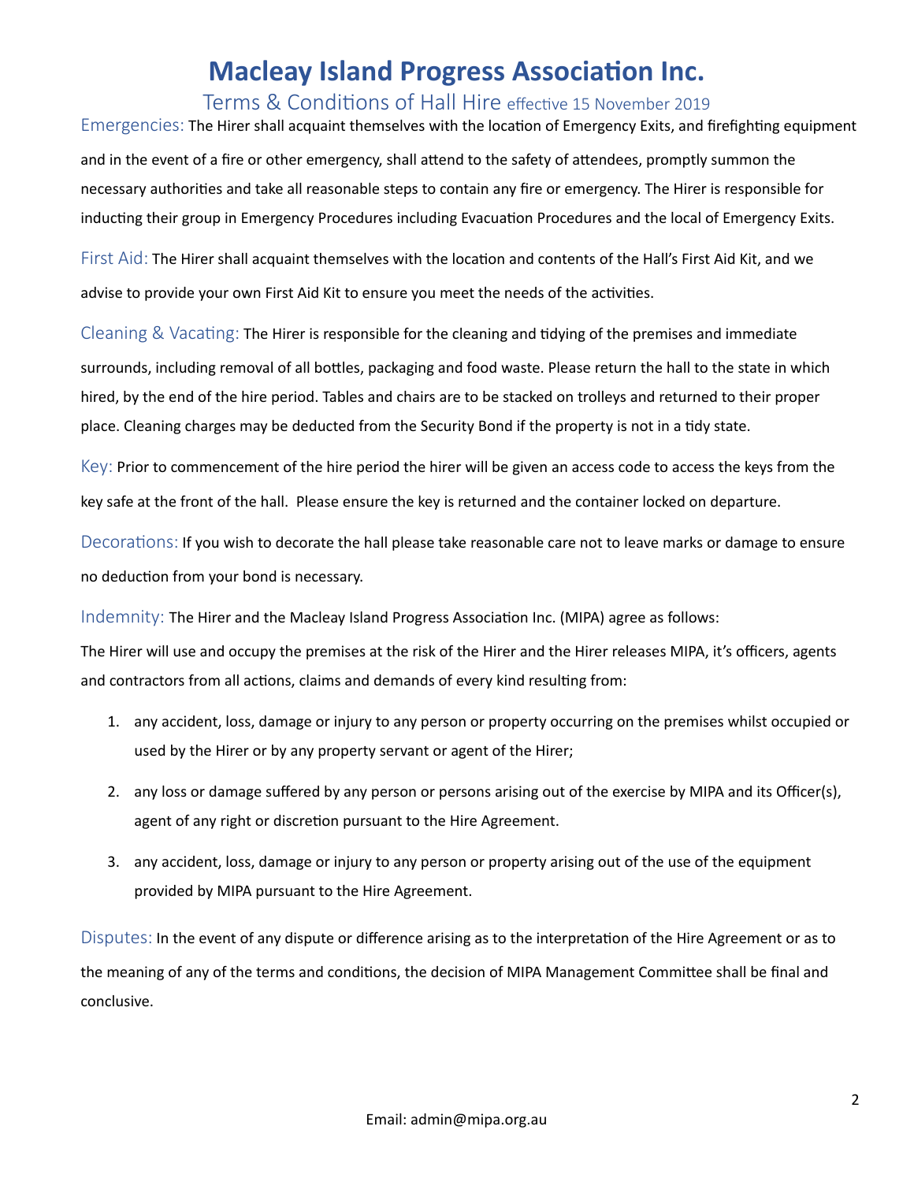# Macleay Island Progress Association Inc.

## Terms & Conditions of Hall Hire effective 15 November 2019

Emergencies: The Hirer shall acquaint themselves with the location of Emergency Exits, and firefighting equipment and in the event of a fire or other emergency, shall attend to the safety of attendees, promptly summon the necessary authorities and take all reasonable steps to contain any fire or emergency. The Hirer is responsible for inducting their group in Emergency Procedures including Evacuation Procedures and the local of Emergency Exits.

First Aid: The Hirer shall acquaint themselves with the location and contents of the Hall's First Aid Kit, and we advise to provide your own First Aid Kit to ensure you meet the needs of the activities.

Cleaning & Vacating: The Hirer is responsible for the cleaning and tidying of the premises and immediate surrounds, including removal of all bottles, packaging and food waste. Please return the hall to the state in which hired, by the end of the hire period. Tables and chairs are to be stacked on trolleys and returned to their proper place. Cleaning charges may be deducted from the Security Bond if the property is not in a tidy state.

Key: Prior to commencement of the hire period the hirer will be given an access code to access the keys from the key safe at the front of the hall. Please ensure the key is returned and the container locked on departure.

Decorations: If you wish to decorate the hall please take reasonable care not to leave marks or damage to ensure no deduction from your bond is necessary.

Indemnity: The Hirer and the Macleay Island Progress Association Inc. (MIPA) agree as follows:

The Hirer will use and occupy the premises at the risk of the Hirer and the Hirer releases MIPA, it's officers, agents and contractors from all actions, claims and demands of every kind resulting from:

1. any accident, loss, damage or injury to any person or property occurring on the premises whilst occupied or used by the Hirer or by any property servant or agent of the Hirer;
2. any loss or damage suffered by any person or persons arising out of the exercise by MIPA and its Officer(s), agent of any right or discretion pursuant to the Hire Agreement.
3. any accident, loss, damage or injury to any person or property arising out of the use of the equipment provided by MIPA pursuant to the Hire Agreement.

Disputes: In the event of any dispute or difference arising as to the interpretation of the Hire Agreement or as to the meaning of any of the terms and conditions, the decision of MIPA Management Committee shall be final and conclusive.

Email: admin@mipa.org.au